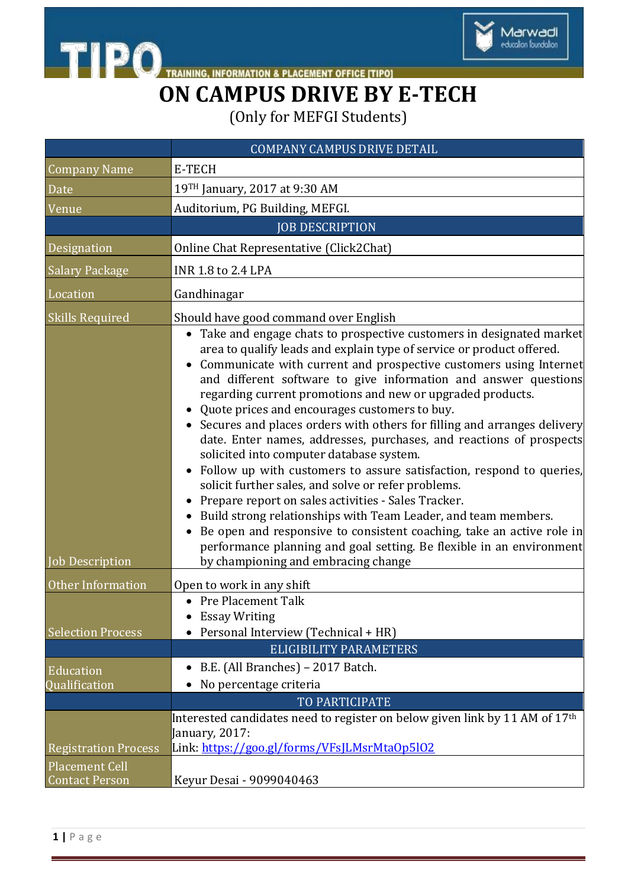TIPO — TRAINING, INFORMATION & PLACEMENT OFFICE [TIPO]

Marwadi education foundation

# ON CAMPUS DRIVE BY E-TECH

(Only for MEFGI Students)

| | COMPANY CAMPUS DRIVE DETAIL |
|---|---|
| Company Name | E-TECH |
| Date | 19TH January, 2017 at 9:30 AM |
| Venue | Auditorium, PG Building, MEFGI. |
| | JOB DESCRIPTION |
| Designation | Online Chat Representative (Click2Chat) |
| Salary Package | INR 1.8 to 2.4 LPA |
| Location | Gandhinagar |
| Skills Required | Should have good command over English |
| Job Description | • Take and engage chats to prospective customers in designated market area to qualify leads and explain type of service or product offered.<br>• Communicate with current and prospective customers using Internet and different software to give information and answer questions regarding current promotions and new or upgraded products.<br>• Quote prices and encourages customers to buy.<br>• Secures and places orders with others for filling and arranges delivery date. Enter names, addresses, purchases, and reactions of prospects solicited into computer database system.<br>• Follow up with customers to assure satisfaction, respond to queries, solicit further sales, and solve or refer problems.<br>• Prepare report on sales activities - Sales Tracker.<br>• Build strong relationships with Team Leader, and team members.<br>• Be open and responsive to consistent coaching, take an active role in performance planning and goal setting. Be flexible in an environment by championing and embracing change |
| Other Information | Open to work in any shift |
| Selection Process | • Pre Placement Talk<br>• Essay Writing<br>• Personal Interview (Technical + HR) |
| | ELIGIBILITY PARAMETERS |
| Education Qualification | • B.E. (All Branches) – 2017 Batch.<br>• No percentage criteria |
| | TO PARTICIPATE |
| Registration Process | Interested candidates need to register on below given link by 11 AM of 17th January, 2017:<br>Link: [https://goo.gl/forms/VFsJLMsrMtaOp5lO2](https://goo.gl/forms/VFsJLMsrMtaOp5lO2) |
| Placement Cell Contact Person | Keyur Desai - 9099040463 |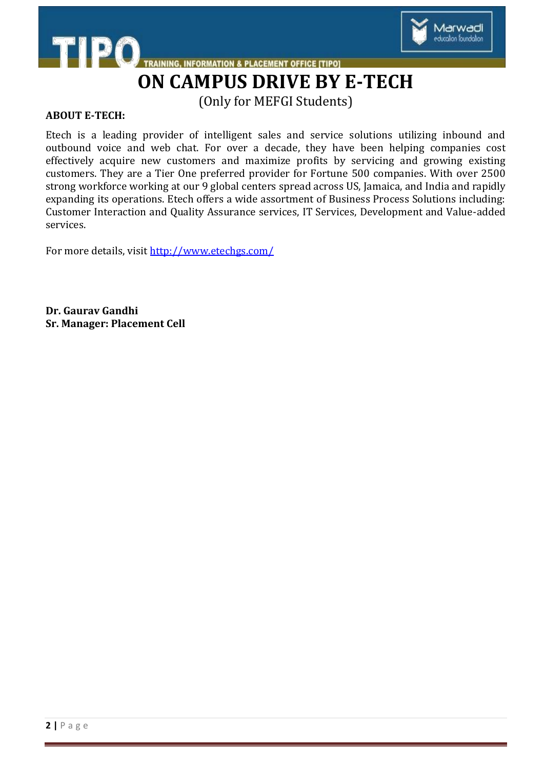# ON CAMPUS DRIVE BY E-TECH

(Only for MEFGI Students)

**ABOUT E-TECH:**

Etech is a leading provider of intelligent sales and service solutions utilizing inbound and outbound voice and web chat. For over a decade, they have been helping companies cost effectively acquire new customers and maximize profits by servicing and growing existing customers. They are a Tier One preferred provider for Fortune 500 companies. With over 2500 strong workforce working at our 9 global centers spread across US, Jamaica, and India and rapidly expanding its operations. Etech offers a wide assortment of Business Process Solutions including: Customer Interaction and Quality Assurance services, IT Services, Development and Value-added services.

For more details, visit http://www.etechgs.com/

**Dr. Gaurav Gandhi**
**Sr. Manager: Placement Cell**